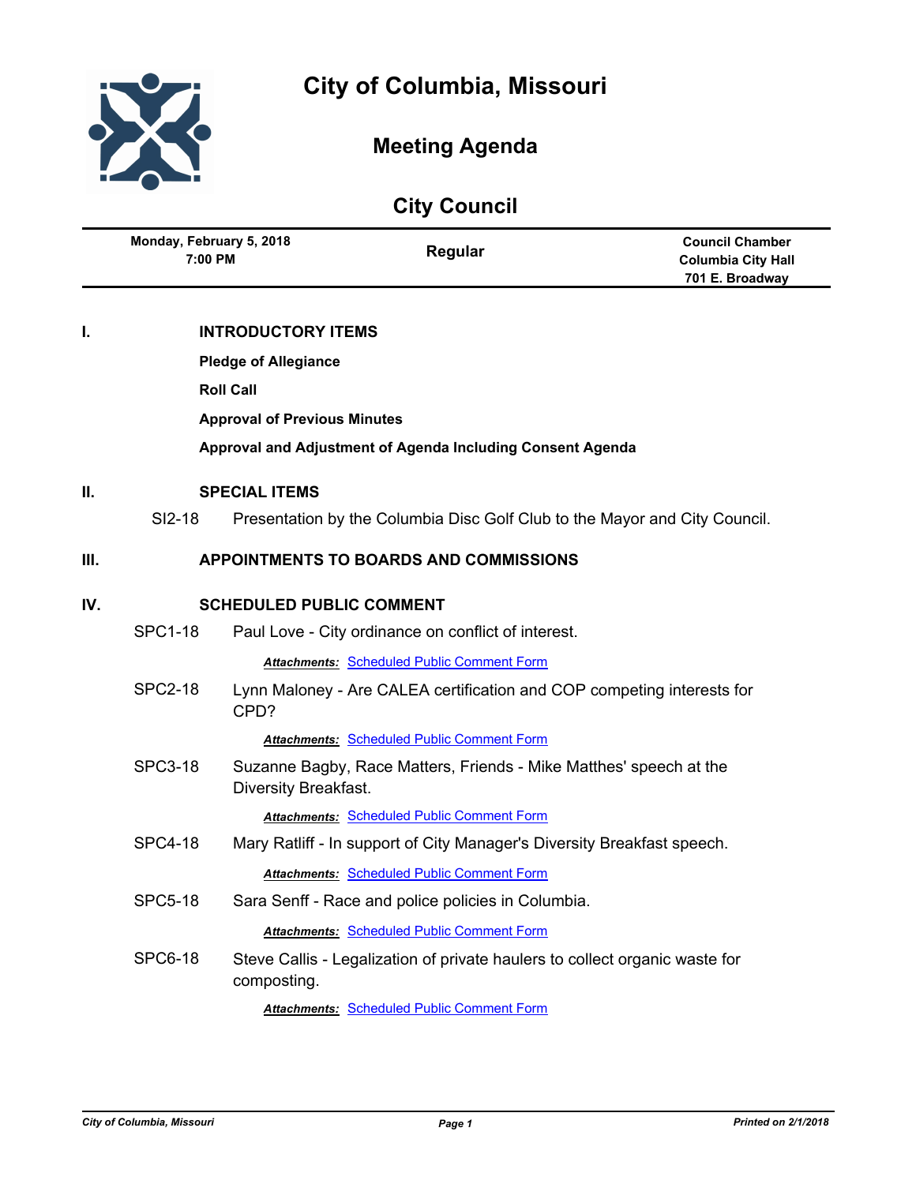# City of Columbia, Missouri

## Meeting Agenda

## City Council

| Monday, February 5, 2018<br>7:00 PM | Regular | Council Chamber<br>Columbia City Hall<br>701 E. Broadway |
|---|---|---|

## I. INTRODUCTORY ITEMS

**Pledge of Allegiance**

**Roll Call**

**Approval of Previous Minutes**

**Approval and Adjustment of Agenda Including Consent Agenda**

## II. SPECIAL ITEMS

SI2-18 Presentation by the Columbia Disc Golf Club to the Mayor and City Council.

## III. APPOINTMENTS TO BOARDS AND COMMISSIONS

## IV. SCHEDULED PUBLIC COMMENT

SPC1-18 Paul Love - City ordinance on conflict of interest.

***Attachments:*** Scheduled Public Comment Form

SPC2-18 Lynn Maloney - Are CALEA certification and COP competing interests for CPD?

***Attachments:*** Scheduled Public Comment Form

SPC3-18 Suzanne Bagby, Race Matters, Friends - Mike Matthes' speech at the Diversity Breakfast.

***Attachments:*** Scheduled Public Comment Form

SPC4-18 Mary Ratliff - In support of City Manager's Diversity Breakfast speech.

***Attachments:*** Scheduled Public Comment Form

SPC5-18 Sara Senff - Race and police policies in Columbia.

***Attachments:*** Scheduled Public Comment Form

SPC6-18 Steve Callis - Legalization of private haulers to collect organic waste for composting.

***Attachments:*** Scheduled Public Comment Form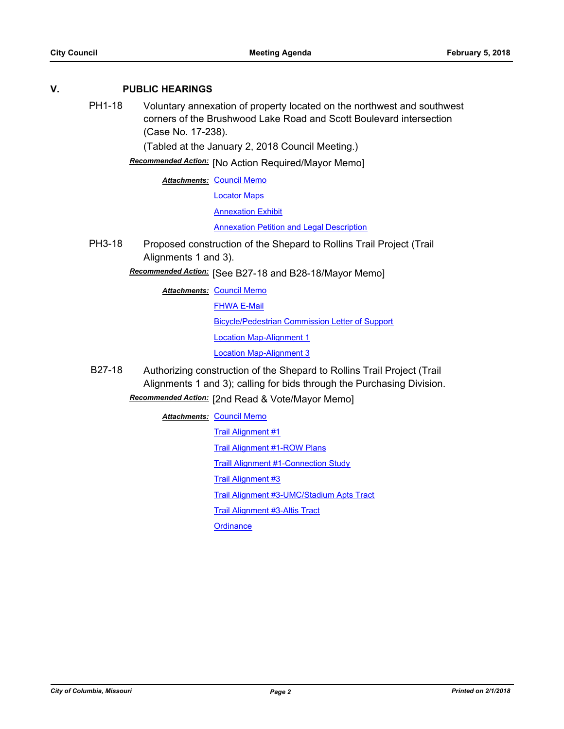## V. PUBLIC HEARINGS

**PH1-18** Voluntary annexation of property located on the northwest and southwest corners of the Brushwood Lake Road and Scott Boulevard intersection (Case No. 17-238).

(Tabled at the January 2, 2018 Council Meeting.)

***Recommended Action:*** [No Action Required/Mayor Memo]

***Attachments:*** Council Memo

Locator Maps

Annexation Exhibit

Annexation Petition and Legal Description

**PH3-18** Proposed construction of the Shepard to Rollins Trail Project (Trail Alignments 1 and 3).

***Recommended Action:*** [See B27-18 and B28-18/Mayor Memo]

***Attachments:*** Council Memo

FHWA E-Mail

Bicycle/Pedestrian Commission Letter of Support

Location Map-Alignment 1

Location Map-Alignment 3

**B27-18** Authorizing construction of the Shepard to Rollins Trail Project (Trail Alignments 1 and 3); calling for bids through the Purchasing Division.

***Recommended Action:*** [2nd Read & Vote/Mayor Memo]

***Attachments:*** Council Memo

Trail Alignment #1

Trail Alignment #1-ROW Plans

Traill Alignment #1-Connection Study

Trail Alignment #3

Trail Alignment #3-UMC/Stadium Apts Tract

Trail Alignment #3-Altis Tract

Ordinance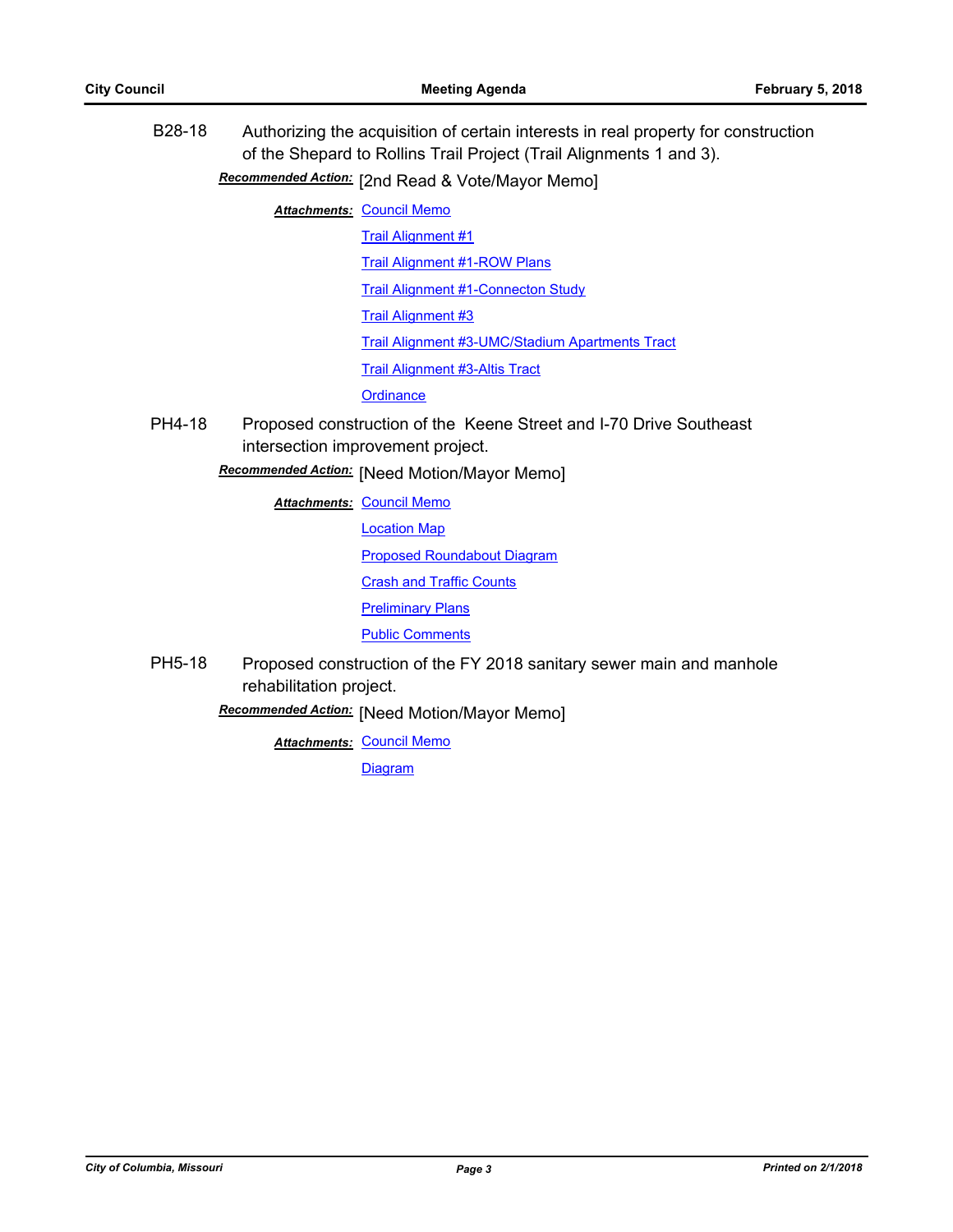B28-18 Authorizing the acquisition of certain interests in real property for construction of the Shepard to Rollins Trail Project (Trail Alignments 1 and 3).

***Recommended Action:*** [2nd Read & Vote/Mayor Memo]

***Attachments:*** Council Memo
Trail Alignment #1
Trail Alignment #1-ROW Plans
Trail Alignment #1-Connecton Study
Trail Alignment #3
Trail Alignment #3-UMC/Stadium Apartments Tract
Trail Alignment #3-Altis Tract
Ordinance

PH4-18 Proposed construction of the Keene Street and I-70 Drive Southeast intersection improvement project.

***Recommended Action:*** [Need Motion/Mayor Memo]

***Attachments:*** Council Memo
Location Map
Proposed Roundabout Diagram
Crash and Traffic Counts
Preliminary Plans
Public Comments

PH5-18 Proposed construction of the FY 2018 sanitary sewer main and manhole rehabilitation project.

***Recommended Action:*** [Need Motion/Mayor Memo]

***Attachments:*** Council Memo
Diagram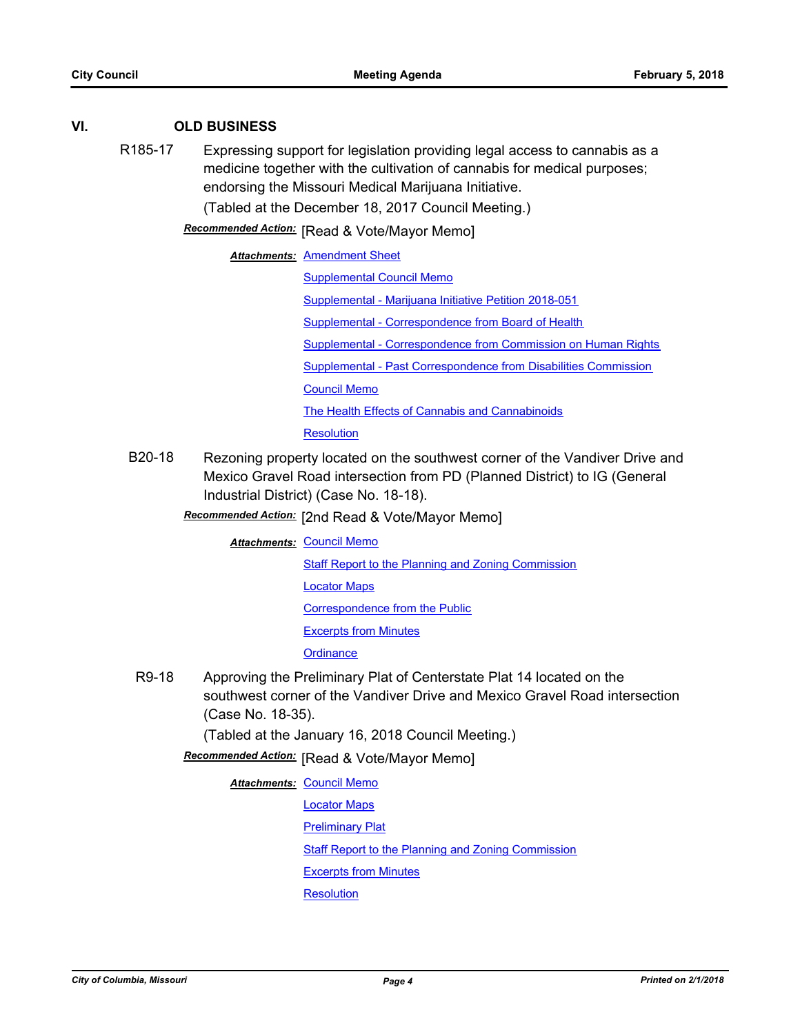## VI. OLD BUSINESS

**R185-17** Expressing support for legislation providing legal access to cannabis as a medicine together with the cultivation of cannabis for medical purposes; endorsing the Missouri Medical Marijuana Initiative.

(Tabled at the December 18, 2017 Council Meeting.)

***Recommended Action:*** [Read & Vote/Mayor Memo]

***Attachments:*** Amendment Sheet
Supplemental Council Memo
Supplemental - Marijuana Initiative Petition 2018-051
Supplemental - Correspondence from Board of Health
Supplemental - Correspondence from Commission on Human Rights
Supplemental - Past Correspondence from Disabilities Commission
Council Memo
The Health Effects of Cannabis and Cannabinoids
Resolution

**B20-18** Rezoning property located on the southwest corner of the Vandiver Drive and Mexico Gravel Road intersection from PD (Planned District) to IG (General Industrial District) (Case No. 18-18).

***Recommended Action:*** [2nd Read & Vote/Mayor Memo]

***Attachments:*** Council Memo
Staff Report to the Planning and Zoning Commission
Locator Maps
Correspondence from the Public
Excerpts from Minutes
Ordinance

**R9-18** Approving the Preliminary Plat of Centerstate Plat 14 located on the southwest corner of the Vandiver Drive and Mexico Gravel Road intersection (Case No. 18-35).

(Tabled at the January 16, 2018 Council Meeting.)

***Recommended Action:*** [Read & Vote/Mayor Memo]

***Attachments:*** Council Memo
Locator Maps
Preliminary Plat
Staff Report to the Planning and Zoning Commission
Excerpts from Minutes
Resolution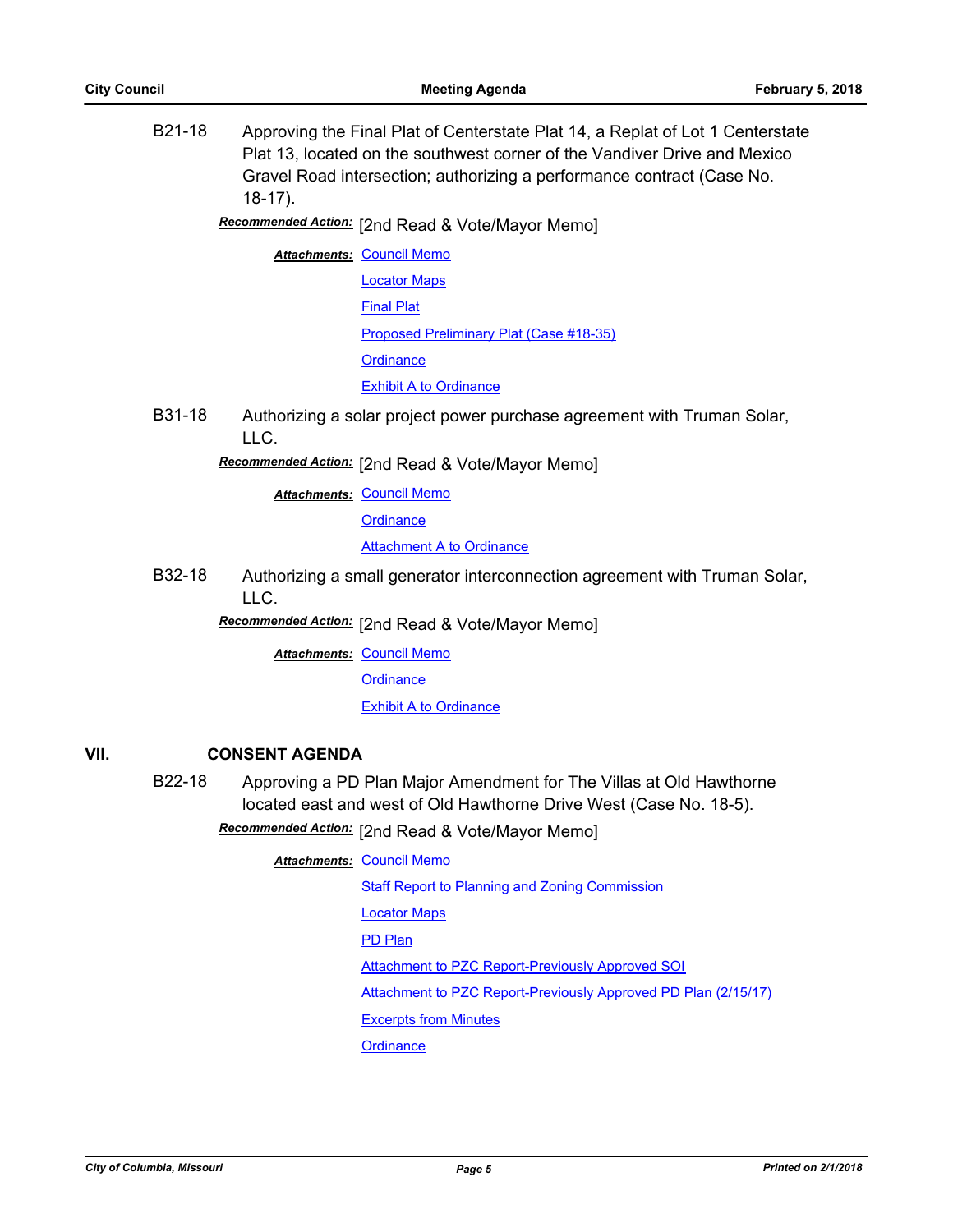**B21-18** Approving the Final Plat of Centerstate Plat 14, a Replat of Lot 1 Centerstate Plat 13, located on the southwest corner of the Vandiver Drive and Mexico Gravel Road intersection; authorizing a performance contract (Case No. 18-17).

***Recommended Action:*** [2nd Read & Vote/Mayor Memo]

***Attachments:*** Council Memo
Locator Maps
Final Plat
Proposed Preliminary Plat (Case #18-35)
Ordinance
Exhibit A to Ordinance

**B31-18** Authorizing a solar project power purchase agreement with Truman Solar, LLC.

***Recommended Action:*** [2nd Read & Vote/Mayor Memo]

***Attachments:*** Council Memo
Ordinance
Attachment A to Ordinance

**B32-18** Authorizing a small generator interconnection agreement with Truman Solar, LLC.

***Recommended Action:*** [2nd Read & Vote/Mayor Memo]

***Attachments:*** Council Memo
Ordinance
Exhibit A to Ordinance

## VII. CONSENT AGENDA

**B22-18** Approving a PD Plan Major Amendment for The Villas at Old Hawthorne located east and west of Old Hawthorne Drive West (Case No. 18-5).

***Recommended Action:*** [2nd Read & Vote/Mayor Memo]

***Attachments:*** Council Memo
Staff Report to Planning and Zoning Commission
Locator Maps
PD Plan
Attachment to PZC Report-Previously Approved SOI
Attachment to PZC Report-Previously Approved PD Plan (2/15/17)
Excerpts from Minutes
Ordinance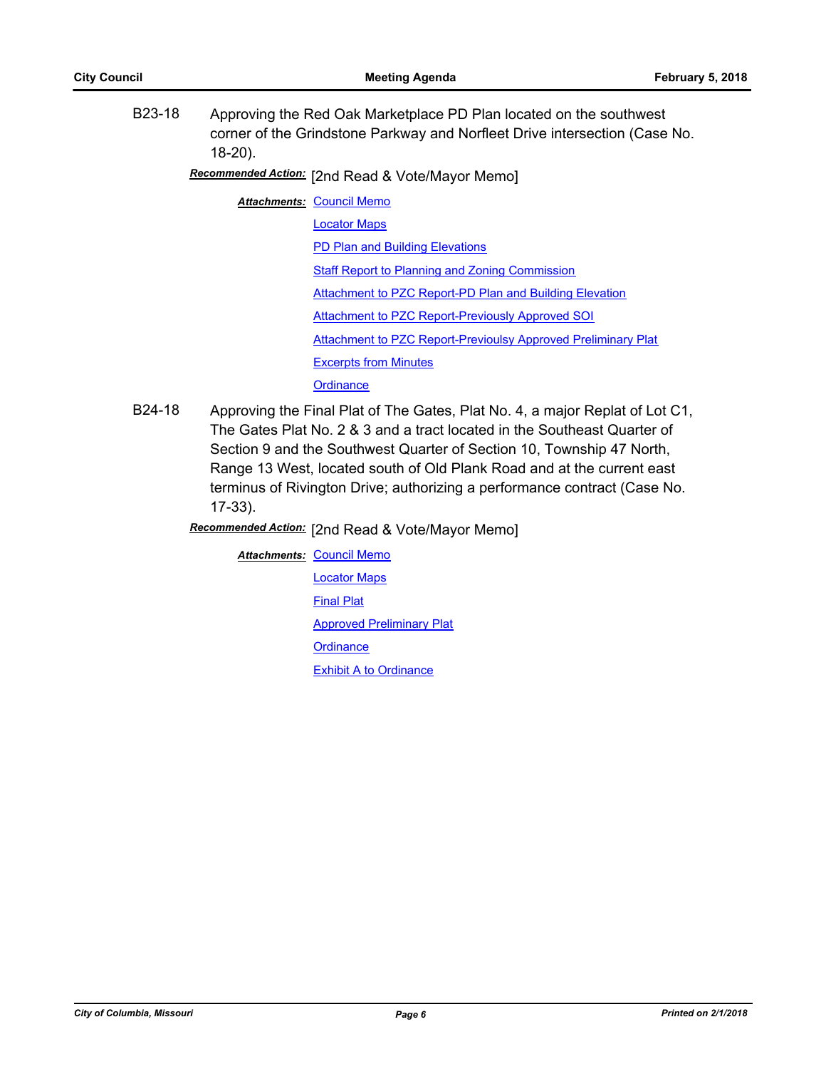B23-18 Approving the Red Oak Marketplace PD Plan located on the southwest corner of the Grindstone Parkway and Norfleet Drive intersection (Case No. 18-20).

***Recommended Action:*** [2nd Read & Vote/Mayor Memo]

***Attachments:*** Council Memo
Locator Maps
PD Plan and Building Elevations
Staff Report to Planning and Zoning Commission
Attachment to PZC Report-PD Plan and Building Elevation
Attachment to PZC Report-Previously Approved SOI
Attachment to PZC Report-Previoulsy Approved Preliminary Plat
Excerpts from Minutes
Ordinance

B24-18 Approving the Final Plat of The Gates, Plat No. 4, a major Replat of Lot C1, The Gates Plat No. 2 & 3 and a tract located in the Southeast Quarter of Section 9 and the Southwest Quarter of Section 10, Township 47 North, Range 13 West, located south of Old Plank Road and at the current east terminus of Rivington Drive; authorizing a performance contract (Case No. 17-33).

***Recommended Action:*** [2nd Read & Vote/Mayor Memo]

***Attachments:*** Council Memo
Locator Maps
Final Plat
Approved Preliminary Plat
Ordinance
Exhibit A to Ordinance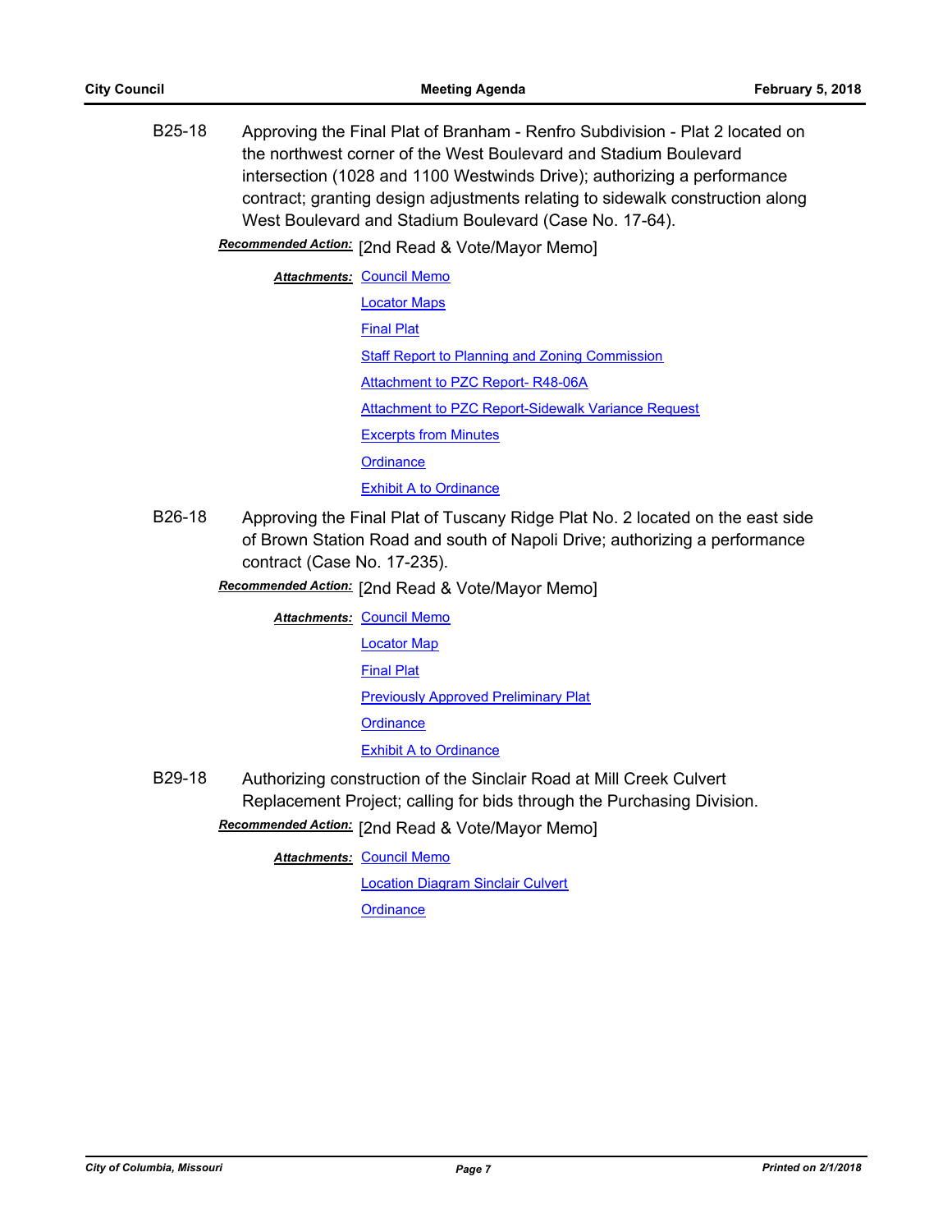B25-18 Approving the Final Plat of Branham - Renfro Subdivision - Plat 2 located on the northwest corner of the West Boulevard and Stadium Boulevard intersection (1028 and 1100 Westwinds Drive); authorizing a performance contract; granting design adjustments relating to sidewalk construction along West Boulevard and Stadium Boulevard (Case No. 17-64).

***Recommended Action:*** [2nd Read & Vote/Mayor Memo]

***Attachments:*** Council Memo

Locator Maps

Final Plat

Staff Report to Planning and Zoning Commission

Attachment to PZC Report- R48-06A

Attachment to PZC Report-Sidewalk Variance Request

Excerpts from Minutes

Ordinance

Exhibit A to Ordinance

B26-18 Approving the Final Plat of Tuscany Ridge Plat No. 2 located on the east side of Brown Station Road and south of Napoli Drive; authorizing a performance contract (Case No. 17-235).

***Recommended Action:*** [2nd Read & Vote/Mayor Memo]

***Attachments:*** Council Memo

Locator Map

Final Plat

Previously Approved Preliminary Plat

Ordinance

Exhibit A to Ordinance

B29-18 Authorizing construction of the Sinclair Road at Mill Creek Culvert Replacement Project; calling for bids through the Purchasing Division.

***Recommended Action:*** [2nd Read & Vote/Mayor Memo]

***Attachments:*** Council Memo

Location Diagram Sinclair Culvert

Ordinance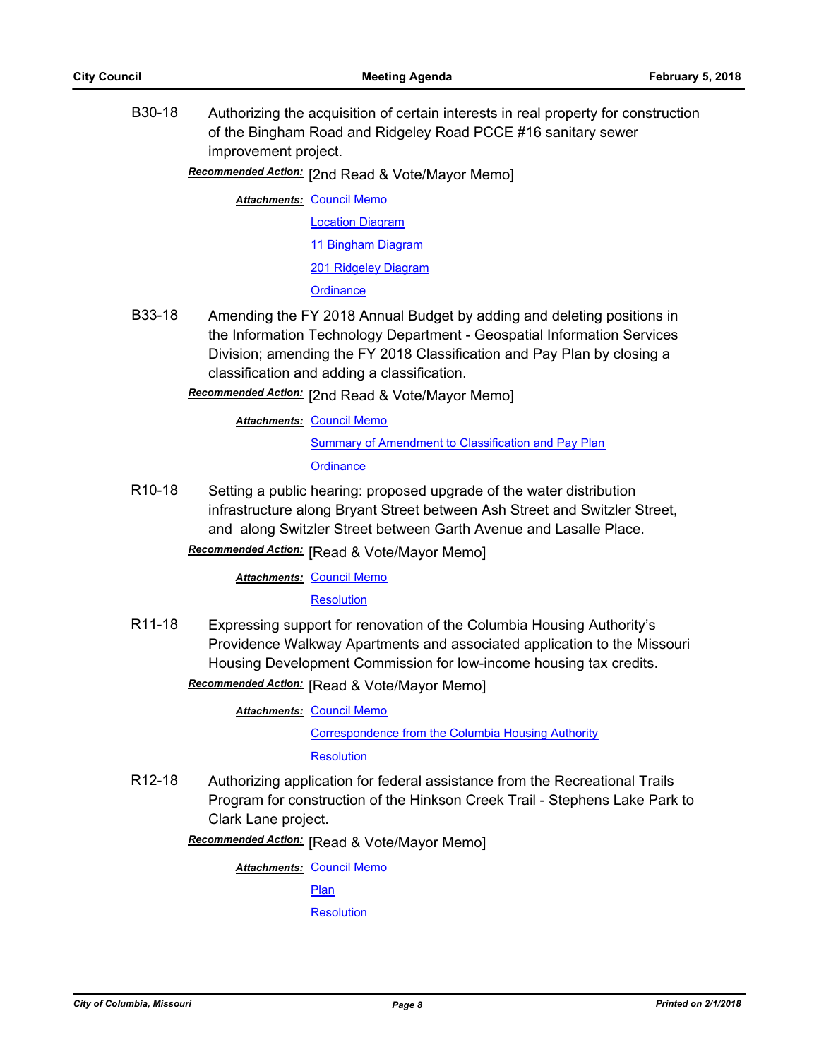B30-18 Authorizing the acquisition of certain interests in real property for construction of the Bingham Road and Ridgeley Road PCCE #16 sanitary sewer improvement project.

***Recommended Action:*** [2nd Read & Vote/Mayor Memo]

***Attachments:*** Council Memo
Location Diagram
11 Bingham Diagram
201 Ridgeley Diagram
Ordinance

B33-18 Amending the FY 2018 Annual Budget by adding and deleting positions in the Information Technology Department - Geospatial Information Services Division; amending the FY 2018 Classification and Pay Plan by closing a classification and adding a classification.

***Recommended Action:*** [2nd Read & Vote/Mayor Memo]

***Attachments:*** Council Memo
Summary of Amendment to Classification and Pay Plan
Ordinance

R10-18 Setting a public hearing: proposed upgrade of the water distribution infrastructure along Bryant Street between Ash Street and Switzler Street, and along Switzler Street between Garth Avenue and Lasalle Place.

***Recommended Action:*** [Read & Vote/Mayor Memo]

***Attachments:*** Council Memo
Resolution

R11-18 Expressing support for renovation of the Columbia Housing Authority's Providence Walkway Apartments and associated application to the Missouri Housing Development Commission for low-income housing tax credits.

***Recommended Action:*** [Read & Vote/Mayor Memo]

***Attachments:*** Council Memo
Correspondence from the Columbia Housing Authority
Resolution

R12-18 Authorizing application for federal assistance from the Recreational Trails Program for construction of the Hinkson Creek Trail - Stephens Lake Park to Clark Lane project.

***Recommended Action:*** [Read & Vote/Mayor Memo]

***Attachments:*** Council Memo
Plan
Resolution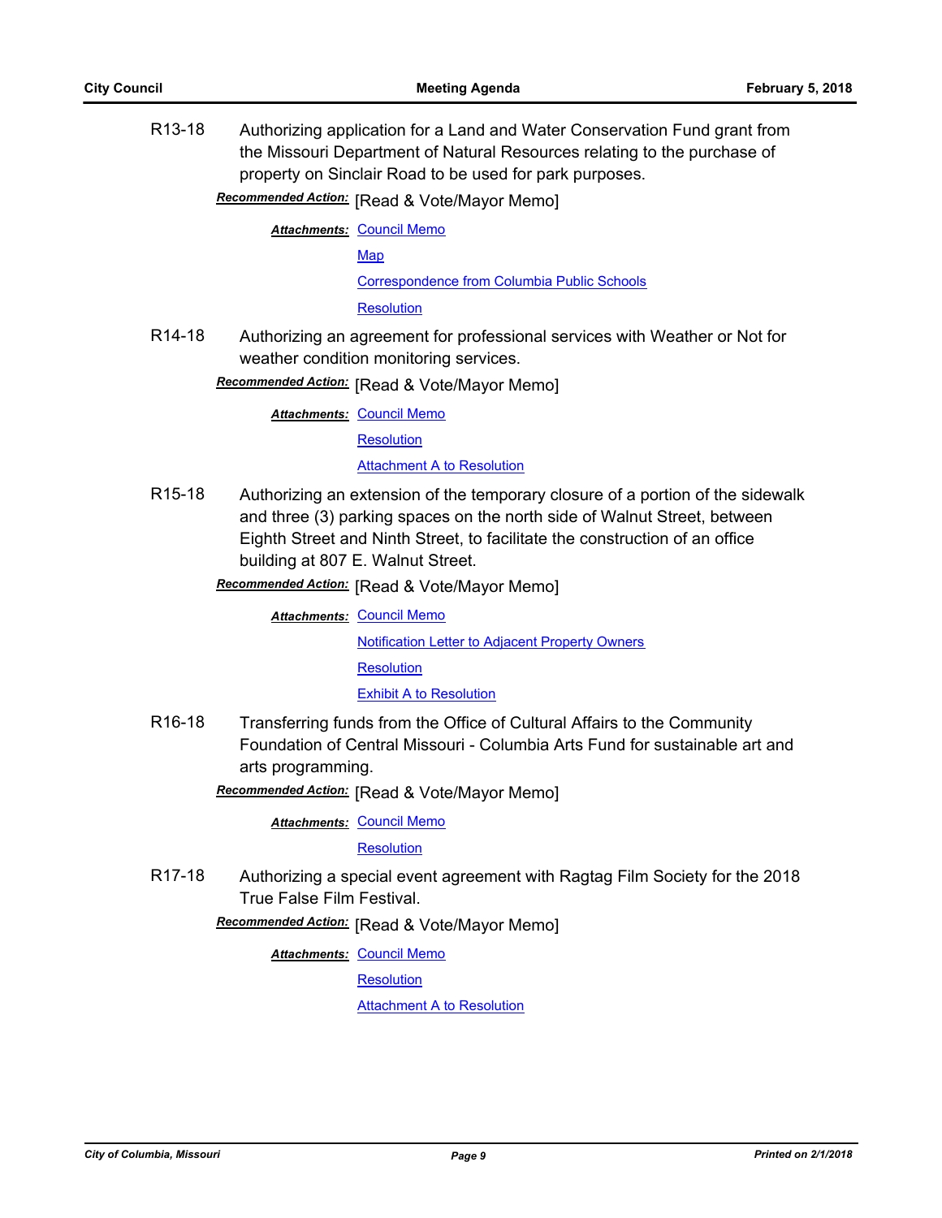R13-18 Authorizing application for a Land and Water Conservation Fund grant from the Missouri Department of Natural Resources relating to the purchase of property on Sinclair Road to be used for park purposes.

***Recommended Action:*** [Read & Vote/Mayor Memo]

***Attachments:*** Council Memo
Map
Correspondence from Columbia Public Schools
Resolution

R14-18 Authorizing an agreement for professional services with Weather or Not for weather condition monitoring services.

***Recommended Action:*** [Read & Vote/Mayor Memo]

***Attachments:*** Council Memo
Resolution
Attachment A to Resolution

R15-18 Authorizing an extension of the temporary closure of a portion of the sidewalk and three (3) parking spaces on the north side of Walnut Street, between Eighth Street and Ninth Street, to facilitate the construction of an office building at 807 E. Walnut Street.

***Recommended Action:*** [Read & Vote/Mayor Memo]

***Attachments:*** Council Memo
Notification Letter to Adjacent Property Owners
Resolution
Exhibit A to Resolution

R16-18 Transferring funds from the Office of Cultural Affairs to the Community Foundation of Central Missouri - Columbia Arts Fund for sustainable art and arts programming.

***Recommended Action:*** [Read & Vote/Mayor Memo]

***Attachments:*** Council Memo
Resolution

R17-18 Authorizing a special event agreement with Ragtag Film Society for the 2018 True False Film Festival.

***Recommended Action:*** [Read & Vote/Mayor Memo]

***Attachments:*** Council Memo
Resolution
Attachment A to Resolution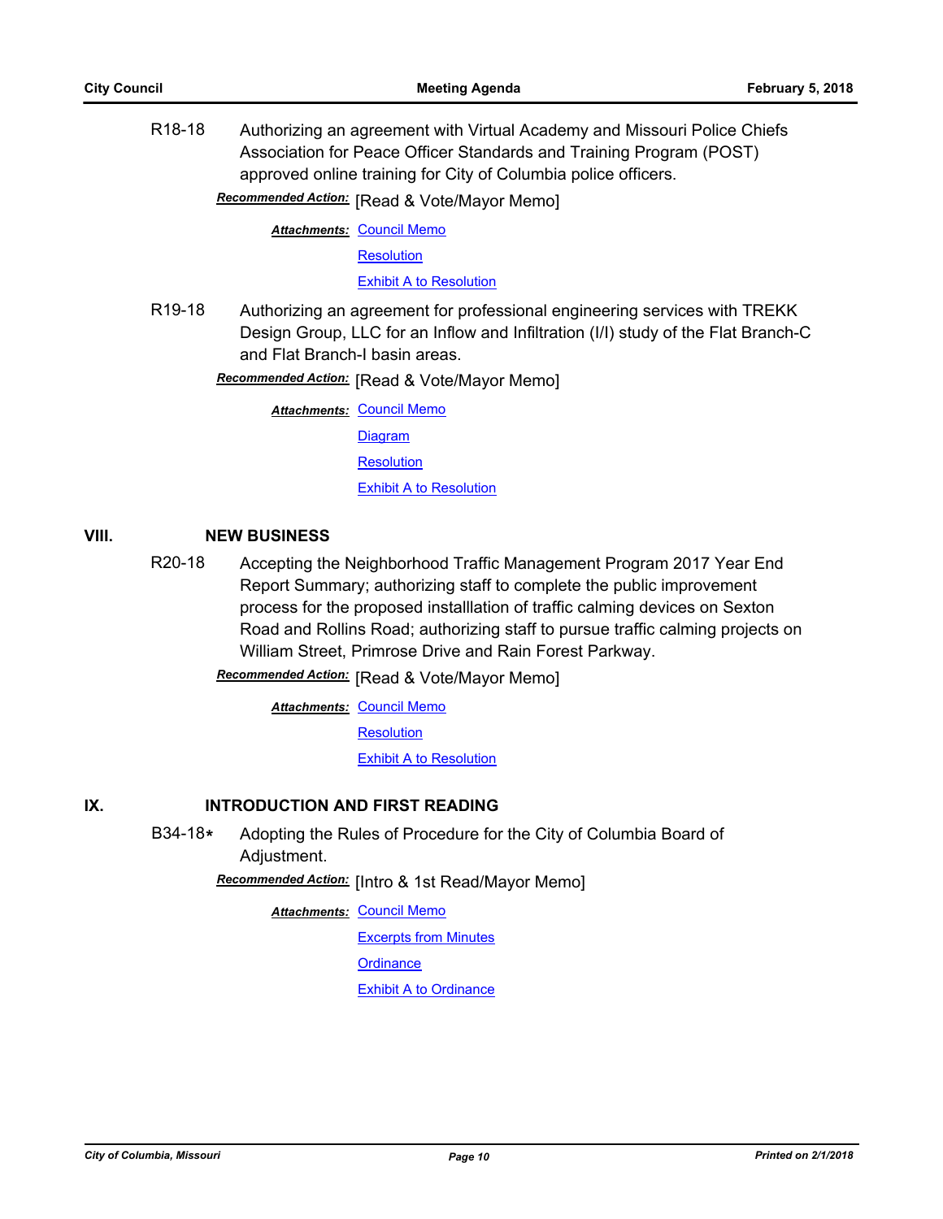R18-18 Authorizing an agreement with Virtual Academy and Missouri Police Chiefs Association for Peace Officer Standards and Training Program (POST) approved online training for City of Columbia police officers.

***Recommended Action:*** [Read & Vote/Mayor Memo]

***Attachments:*** Council Memo

Resolution

Exhibit A to Resolution

R19-18 Authorizing an agreement for professional engineering services with TREKK Design Group, LLC for an Inflow and Infiltration (I/I) study of the Flat Branch-C and Flat Branch-I basin areas.

***Recommended Action:*** [Read & Vote/Mayor Memo]

***Attachments:*** Council Memo

Diagram

Resolution

Exhibit A to Resolution

## VIII. NEW BUSINESS

R20-18 Accepting the Neighborhood Traffic Management Program 2017 Year End Report Summary; authorizing staff to complete the public improvement process for the proposed installlation of traffic calming devices on Sexton Road and Rollins Road; authorizing staff to pursue traffic calming projects on William Street, Primrose Drive and Rain Forest Parkway.

***Recommended Action:*** [Read & Vote/Mayor Memo]

***Attachments:*** Council Memo

Resolution

Exhibit A to Resolution

## IX. INTRODUCTION AND FIRST READING

B34-18* Adopting the Rules of Procedure for the City of Columbia Board of Adjustment.

***Recommended Action:*** [Intro & 1st Read/Mayor Memo]

***Attachments:*** Council Memo

Excerpts from Minutes

Ordinance

Exhibit A to Ordinance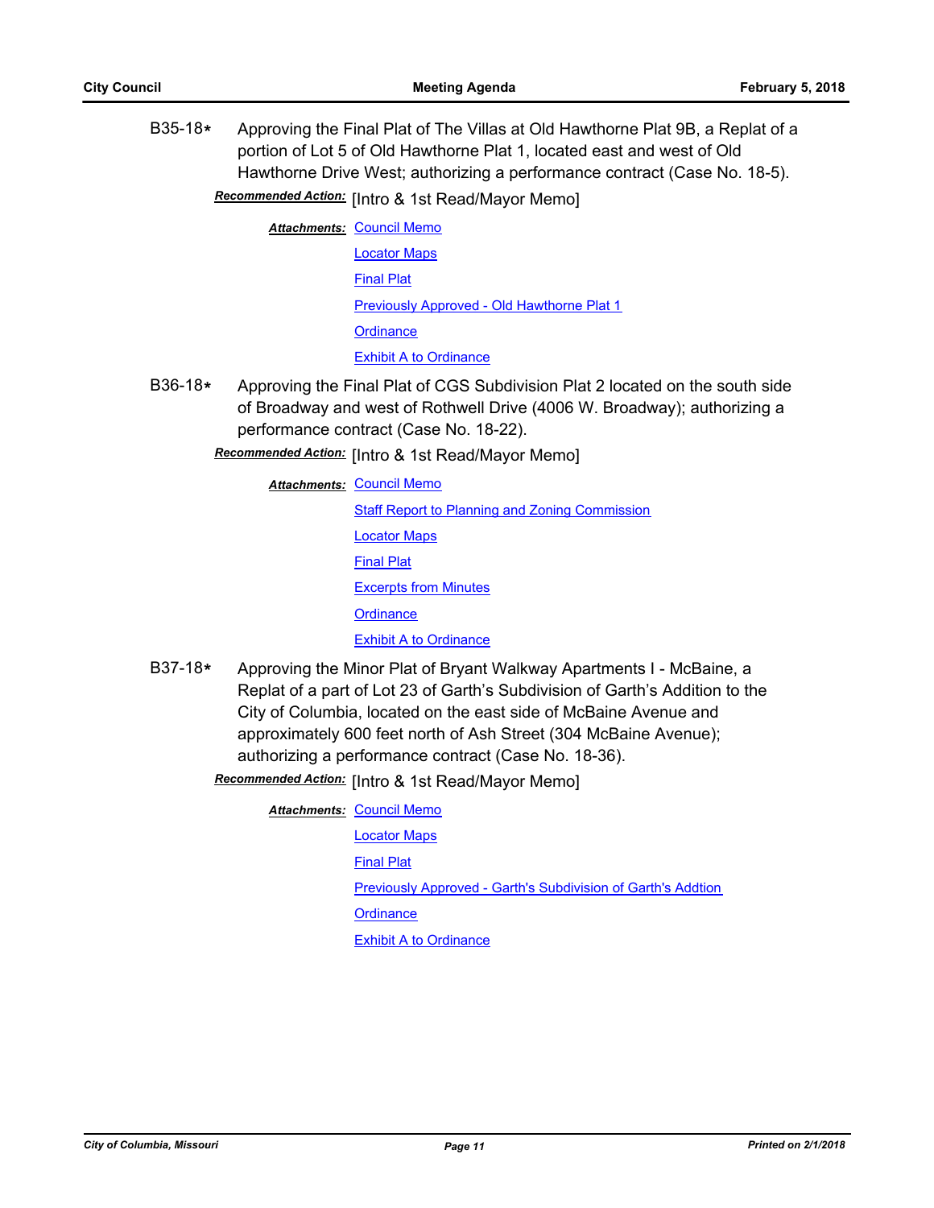B35-18* Approving the Final Plat of The Villas at Old Hawthorne Plat 9B, a Replat of a portion of Lot 5 of Old Hawthorne Plat 1, located east and west of Old Hawthorne Drive West; authorizing a performance contract (Case No. 18-5).

***Recommended Action:*** [Intro & 1st Read/Mayor Memo]

***Attachments:*** Council Memo

Locator Maps

Final Plat

Previously Approved - Old Hawthorne Plat 1

Ordinance

Exhibit A to Ordinance

B36-18* Approving the Final Plat of CGS Subdivision Plat 2 located on the south side of Broadway and west of Rothwell Drive (4006 W. Broadway); authorizing a performance contract (Case No. 18-22).

***Recommended Action:*** [Intro & 1st Read/Mayor Memo]

***Attachments:*** Council Memo

Staff Report to Planning and Zoning Commission

Locator Maps

Final Plat

Excerpts from Minutes

Ordinance

Exhibit A to Ordinance

B37-18* Approving the Minor Plat of Bryant Walkway Apartments I - McBaine, a Replat of a part of Lot 23 of Garth's Subdivision of Garth's Addition to the City of Columbia, located on the east side of McBaine Avenue and approximately 600 feet north of Ash Street (304 McBaine Avenue); authorizing a performance contract (Case No. 18-36).

***Recommended Action:*** [Intro & 1st Read/Mayor Memo]

***Attachments:*** Council Memo

Locator Maps

Final Plat

Previously Approved - Garth's Subdivision of Garth's Addtion

Ordinance

Exhibit A to Ordinance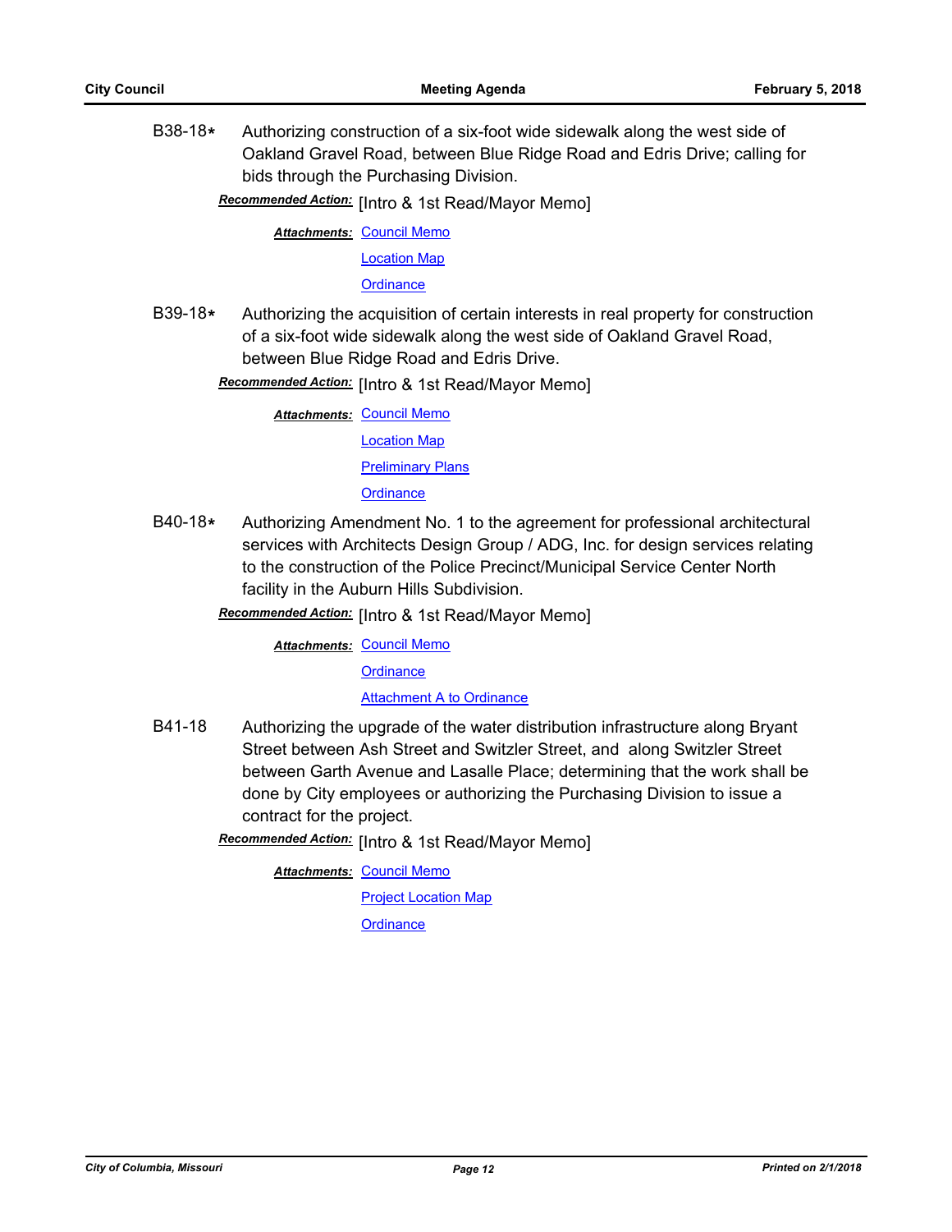B38-18* Authorizing construction of a six-foot wide sidewalk along the west side of Oakland Gravel Road, between Blue Ridge Road and Edris Drive; calling for bids through the Purchasing Division.

***Recommended Action:*** [Intro & 1st Read/Mayor Memo]

***Attachments:*** Council Memo
Location Map
Ordinance

B39-18* Authorizing the acquisition of certain interests in real property for construction of a six-foot wide sidewalk along the west side of Oakland Gravel Road, between Blue Ridge Road and Edris Drive.

***Recommended Action:*** [Intro & 1st Read/Mayor Memo]

***Attachments:*** Council Memo
Location Map
Preliminary Plans
Ordinance

B40-18* Authorizing Amendment No. 1 to the agreement for professional architectural services with Architects Design Group / ADG, Inc. for design services relating to the construction of the Police Precinct/Municipal Service Center North facility in the Auburn Hills Subdivision.

***Recommended Action:*** [Intro & 1st Read/Mayor Memo]

***Attachments:*** Council Memo
Ordinance
Attachment A to Ordinance

B41-18 Authorizing the upgrade of the water distribution infrastructure along Bryant Street between Ash Street and Switzler Street, and along Switzler Street between Garth Avenue and Lasalle Place; determining that the work shall be done by City employees or authorizing the Purchasing Division to issue a contract for the project.

***Recommended Action:*** [Intro & 1st Read/Mayor Memo]

***Attachments:*** Council Memo
Project Location Map
Ordinance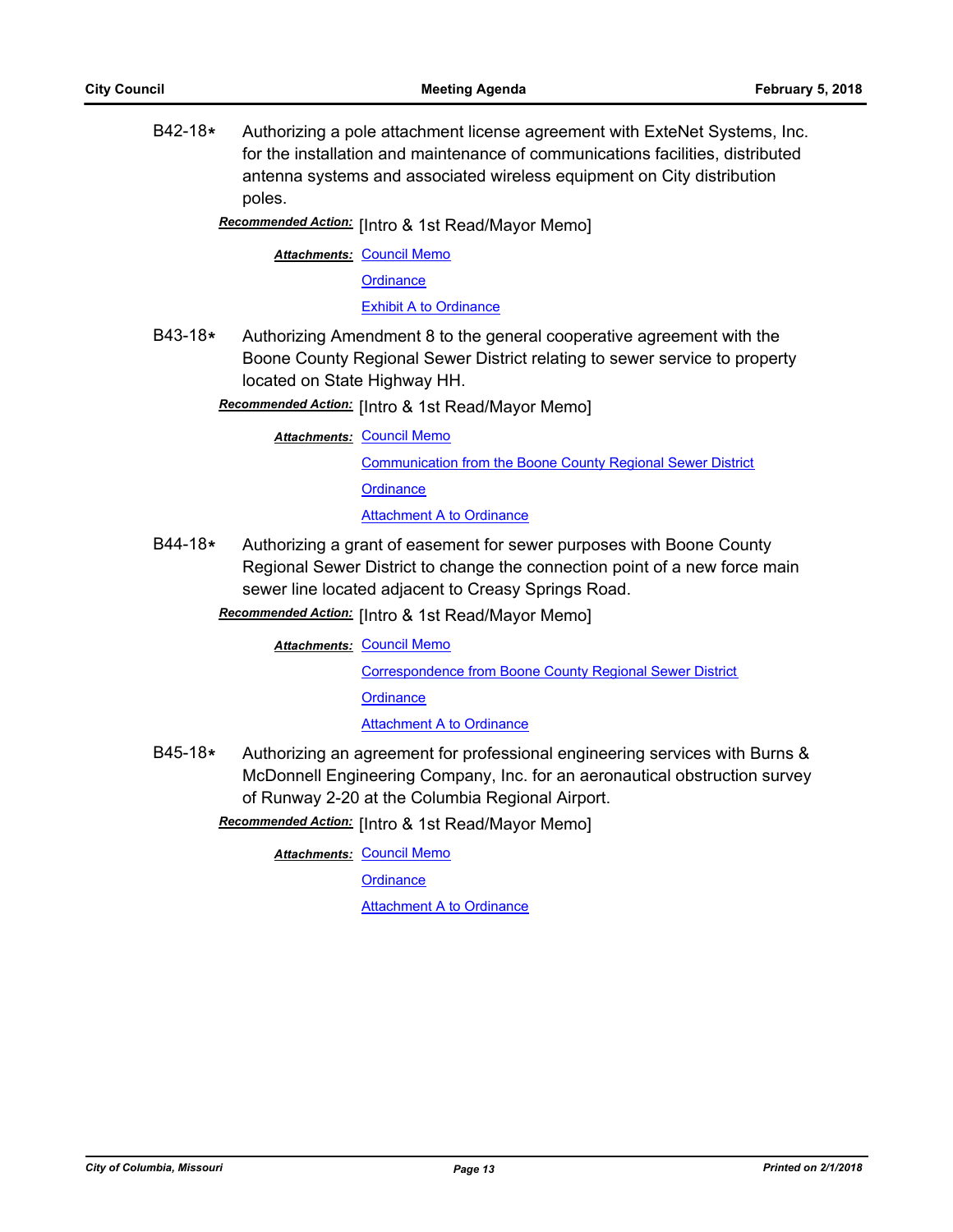B42-18* Authorizing a pole attachment license agreement with ExteNet Systems, Inc. for the installation and maintenance of communications facilities, distributed antenna systems and associated wireless equipment on City distribution poles.

***Recommended Action:*** [Intro & 1st Read/Mayor Memo]

***Attachments:*** Council Memo
Ordinance
Exhibit A to Ordinance

B43-18* Authorizing Amendment 8 to the general cooperative agreement with the Boone County Regional Sewer District relating to sewer service to property located on State Highway HH.

***Recommended Action:*** [Intro & 1st Read/Mayor Memo]

***Attachments:*** Council Memo
Communication from the Boone County Regional Sewer District
Ordinance
Attachment A to Ordinance

B44-18* Authorizing a grant of easement for sewer purposes with Boone County Regional Sewer District to change the connection point of a new force main sewer line located adjacent to Creasy Springs Road.

***Recommended Action:*** [Intro & 1st Read/Mayor Memo]

***Attachments:*** Council Memo
Correspondence from Boone County Regional Sewer District
Ordinance
Attachment A to Ordinance

B45-18* Authorizing an agreement for professional engineering services with Burns & McDonnell Engineering Company, Inc. for an aeronautical obstruction survey of Runway 2-20 at the Columbia Regional Airport.

***Recommended Action:*** [Intro & 1st Read/Mayor Memo]

***Attachments:*** Council Memo
Ordinance
Attachment A to Ordinance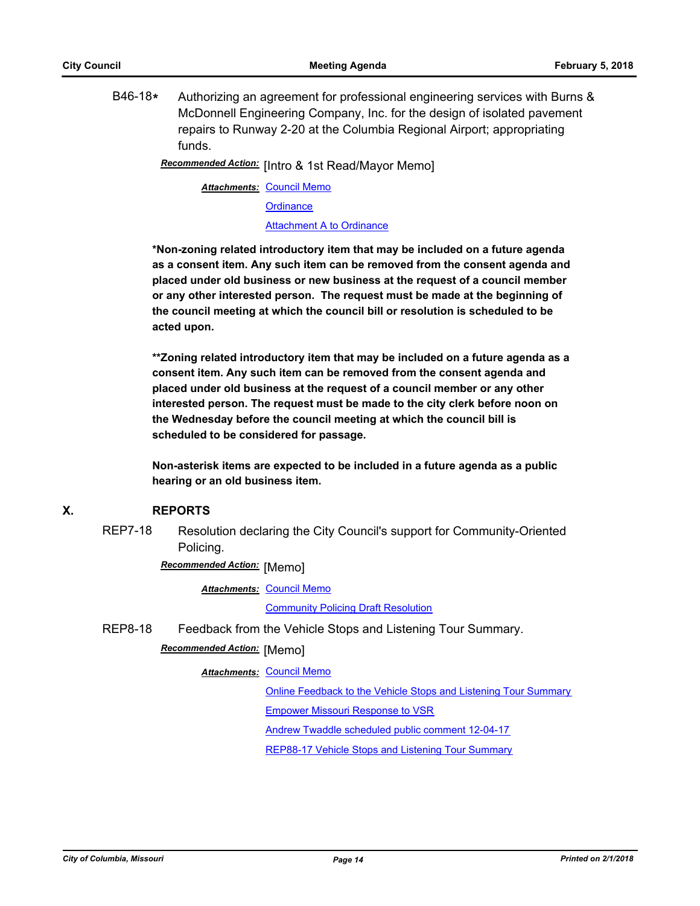B46-18* Authorizing an agreement for professional engineering services with Burns & McDonnell Engineering Company, Inc. for the design of isolated pavement repairs to Runway 2-20 at the Columbia Regional Airport; appropriating funds.

***Recommended Action:*** [Intro & 1st Read/Mayor Memo]

***Attachments:*** Council Memo

Ordinance

Attachment A to Ordinance

**\*Non-zoning related introductory item that may be included on a future agenda as a consent item. Any such item can be removed from the consent agenda and placed under old business or new business at the request of a council member or any other interested person. The request must be made at the beginning of the council meeting at which the council bill or resolution is scheduled to be acted upon.**

**\*\*Zoning related introductory item that may be included on a future agenda as a consent item. Any such item can be removed from the consent agenda and placed under old business at the request of a council member or any other interested person. The request must be made to the city clerk before noon on the Wednesday before the council meeting at which the council bill is scheduled to be considered for passage.**

**Non-asterisk items are expected to be included in a future agenda as a public hearing or an old business item.**

## X. REPORTS

REP7-18 Resolution declaring the City Council's support for Community-Oriented Policing.

***Recommended Action:*** [Memo]

***Attachments:*** Council Memo

Community Policing Draft Resolution

REP8-18 Feedback from the Vehicle Stops and Listening Tour Summary.

***Recommended Action:*** [Memo]

***Attachments:*** Council Memo

Online Feedback to the Vehicle Stops and Listening Tour Summary

Empower Missouri Response to VSR

Andrew Twaddle scheduled public comment 12-04-17

REP88-17 Vehicle Stops and Listening Tour Summary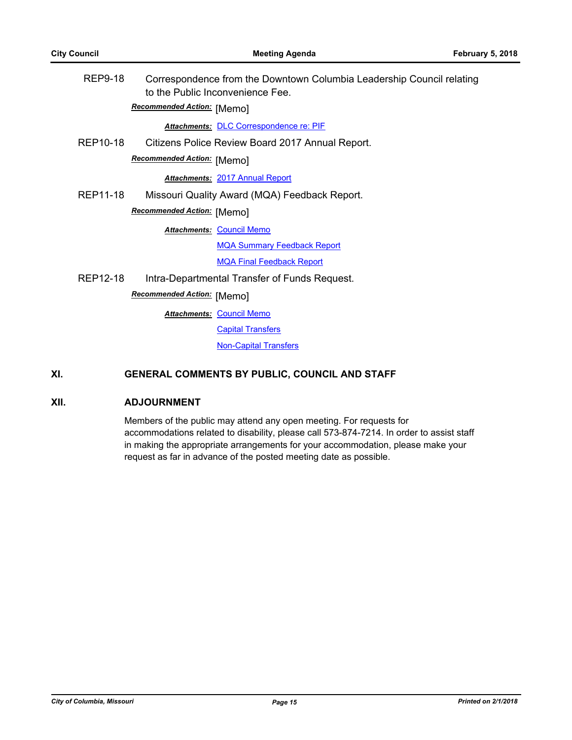REP9-18 Correspondence from the Downtown Columbia Leadership Council relating to the Public Inconvenience Fee.

***Recommended Action:*** [Memo]

***Attachments:*** DLC Correspondence re: PIF

REP10-18 Citizens Police Review Board 2017 Annual Report.

***Recommended Action:*** [Memo]

***Attachments:*** 2017 Annual Report

REP11-18 Missouri Quality Award (MQA) Feedback Report.

***Recommended Action:*** [Memo]

***Attachments:*** Council Memo

MQA Summary Feedback Report

MQA Final Feedback Report

REP12-18 Intra-Departmental Transfer of Funds Request.

***Recommended Action:*** [Memo]

***Attachments:*** Council Memo

Capital Transfers

Non-Capital Transfers

## XI. GENERAL COMMENTS BY PUBLIC, COUNCIL AND STAFF

## XII. ADJOURNMENT

Members of the public may attend any open meeting. For requests for accommodations related to disability, please call 573-874-7214. In order to assist staff in making the appropriate arrangements for your accommodation, please make your request as far in advance of the posted meeting date as possible.